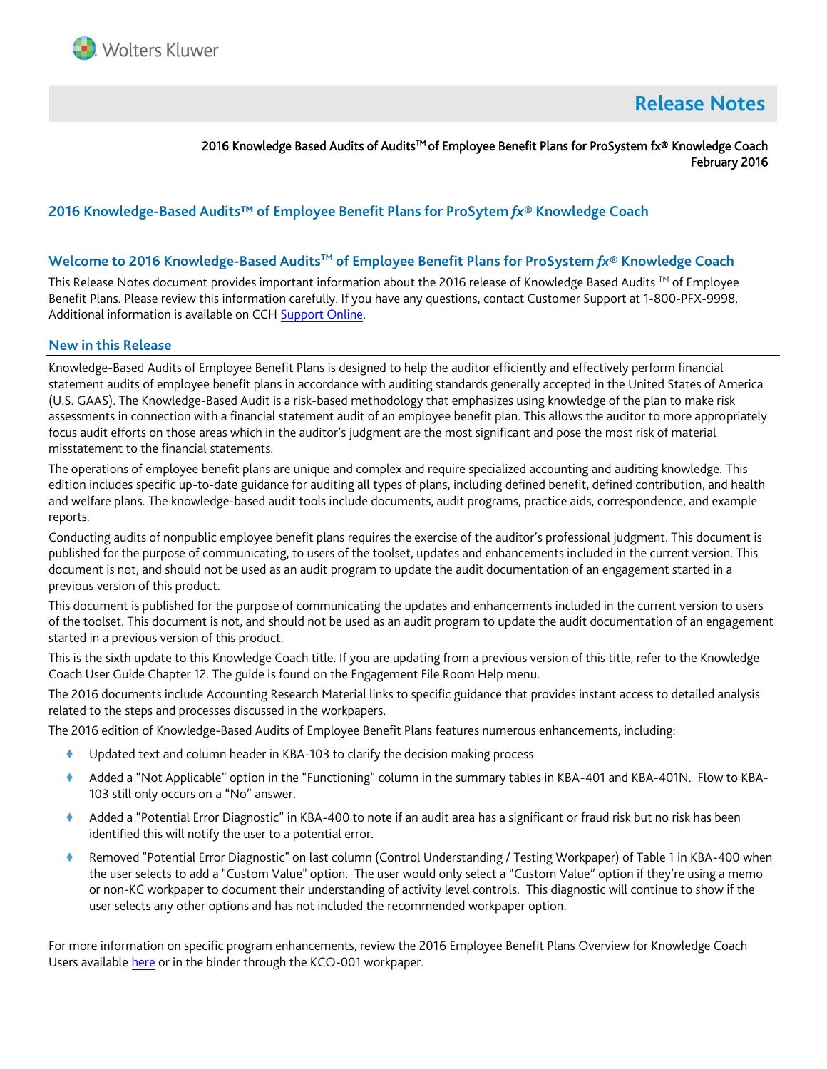Wolters Kluwer

# Release Notes

2016 Knowledge Based Audits of Audits™ of Employee Benefit Plans for ProSystem fx® Knowledge Coach
February 2016

## 2016 Knowledge-Based Audits™ of Employee Benefit Plans for ProSytem *fx*® Knowledge Coach

## Welcome to 2016 Knowledge-Based Audits™ of Employee Benefit Plans for ProSystem *fx*® Knowledge Coach

This Release Notes document provides important information about the 2016 release of Knowledge Based Audits ™ of Employee Benefit Plans. Please review this information carefully. If you have any questions, contact Customer Support at 1-800-PFX-9998. Additional information is available on CCH Support Online.

## New in this Release

Knowledge-Based Audits of Employee Benefit Plans is designed to help the auditor efficiently and effectively perform financial statement audits of employee benefit plans in accordance with auditing standards generally accepted in the United States of America (U.S. GAAS). The Knowledge-Based Audit is a risk-based methodology that emphasizes using knowledge of the plan to make risk assessments in connection with a financial statement audit of an employee benefit plan. This allows the auditor to more appropriately focus audit efforts on those areas which in the auditor's judgment are the most significant and pose the most risk of material misstatement to the financial statements.

The operations of employee benefit plans are unique and complex and require specialized accounting and auditing knowledge. This edition includes specific up-to-date guidance for auditing all types of plans, including defined benefit, defined contribution, and health and welfare plans. The knowledge-based audit tools include documents, audit programs, practice aids, correspondence, and example reports.

Conducting audits of nonpublic employee benefit plans requires the exercise of the auditor's professional judgment. This document is published for the purpose of communicating, to users of the toolset, updates and enhancements included in the current version. This document is not, and should not be used as an audit program to update the audit documentation of an engagement started in a previous version of this product.

This document is published for the purpose of communicating the updates and enhancements included in the current version to users of the toolset. This document is not, and should not be used as an audit program to update the audit documentation of an engagement started in a previous version of this product.

This is the sixth update to this Knowledge Coach title. If you are updating from a previous version of this title, refer to the Knowledge Coach User Guide Chapter 12. The guide is found on the Engagement File Room Help menu.

The 2016 documents include Accounting Research Material links to specific guidance that provides instant access to detailed analysis related to the steps and processes discussed in the workpapers.

The 2016 edition of Knowledge-Based Audits of Employee Benefit Plans features numerous enhancements, including:

- Updated text and column header in KBA-103 to clarify the decision making process
- Added a "Not Applicable" option in the "Functioning" column in the summary tables in KBA-401 and KBA-401N. Flow to KBA-103 still only occurs on a "No" answer.
- Added a "Potential Error Diagnostic" in KBA-400 to note if an audit area has a significant or fraud risk but no risk has been identified this will notify the user to a potential error.
- Removed "Potential Error Diagnostic" on last column (Control Understanding / Testing Workpaper) of Table 1 in KBA-400 when the user selects to add a "Custom Value" option. The user would only select a "Custom Value" option if they're using a memo or non-KC workpaper to document their understanding of activity level controls. This diagnostic will continue to show if the user selects any other options and has not included the recommended workpaper option.

For more information on specific program enhancements, review the 2016 Employee Benefit Plans Overview for Knowledge Coach Users available here or in the binder through the KCO-001 workpaper.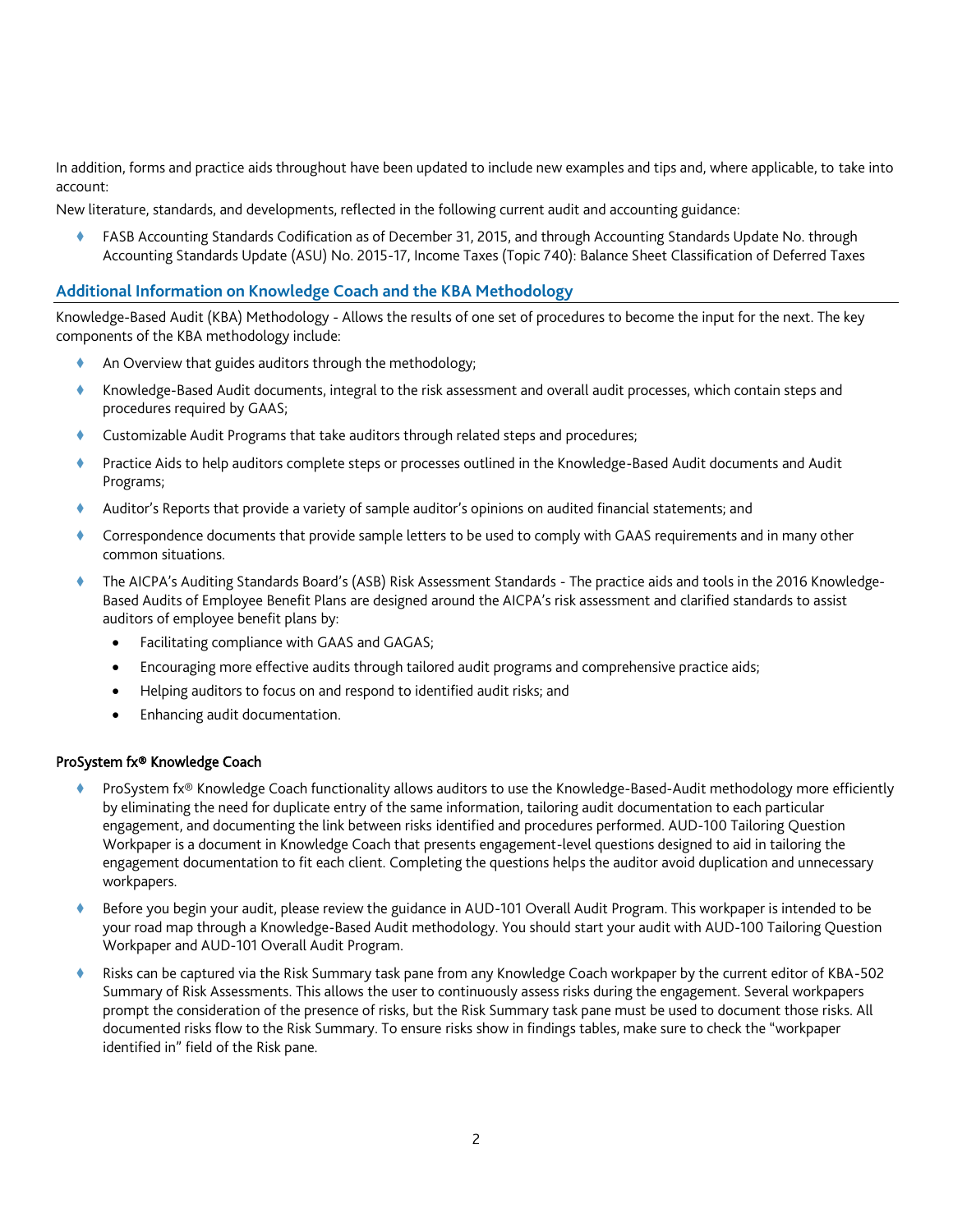In addition, forms and practice aids throughout have been updated to include new examples and tips and, where applicable, to take into account:

New literature, standards, and developments, reflected in the following current audit and accounting guidance:

- FASB Accounting Standards Codification as of December 31, 2015, and through Accounting Standards Update No. through Accounting Standards Update (ASU) No. 2015-17, Income Taxes (Topic 740): Balance Sheet Classification of Deferred Taxes

## Additional Information on Knowledge Coach and the KBA Methodology

Knowledge-Based Audit (KBA) Methodology - Allows the results of one set of procedures to become the input for the next. The key components of the KBA methodology include:

- An Overview that guides auditors through the methodology;
- Knowledge-Based Audit documents, integral to the risk assessment and overall audit processes, which contain steps and procedures required by GAAS;
- Customizable Audit Programs that take auditors through related steps and procedures;
- Practice Aids to help auditors complete steps or processes outlined in the Knowledge-Based Audit documents and Audit Programs;
- Auditor's Reports that provide a variety of sample auditor's opinions on audited financial statements; and
- Correspondence documents that provide sample letters to be used to comply with GAAS requirements and in many other common situations.
- The AICPA's Auditing Standards Board's (ASB) Risk Assessment Standards - The practice aids and tools in the 2016 Knowledge-Based Audits of Employee Benefit Plans are designed around the AICPA's risk assessment and clarified standards to assist auditors of employee benefit plans by:
  - Facilitating compliance with GAAS and GAGAS;
  - Encouraging more effective audits through tailored audit programs and comprehensive practice aids;
  - Helping auditors to focus on and respond to identified audit risks; and
  - Enhancing audit documentation.

### ProSystem fx® Knowledge Coach

- ProSystem fx® Knowledge Coach functionality allows auditors to use the Knowledge-Based-Audit methodology more efficiently by eliminating the need for duplicate entry of the same information, tailoring audit documentation to each particular engagement, and documenting the link between risks identified and procedures performed. AUD-100 Tailoring Question Workpaper is a document in Knowledge Coach that presents engagement-level questions designed to aid in tailoring the engagement documentation to fit each client. Completing the questions helps the auditor avoid duplication and unnecessary workpapers.
- Before you begin your audit, please review the guidance in AUD-101 Overall Audit Program. This workpaper is intended to be your road map through a Knowledge-Based Audit methodology. You should start your audit with AUD-100 Tailoring Question Workpaper and AUD-101 Overall Audit Program.
- Risks can be captured via the Risk Summary task pane from any Knowledge Coach workpaper by the current editor of KBA-502 Summary of Risk Assessments. This allows the user to continuously assess risks during the engagement. Several workpapers prompt the consideration of the presence of risks, but the Risk Summary task pane must be used to document those risks. All documented risks flow to the Risk Summary. To ensure risks show in findings tables, make sure to check the "workpaper identified in" field of the Risk pane.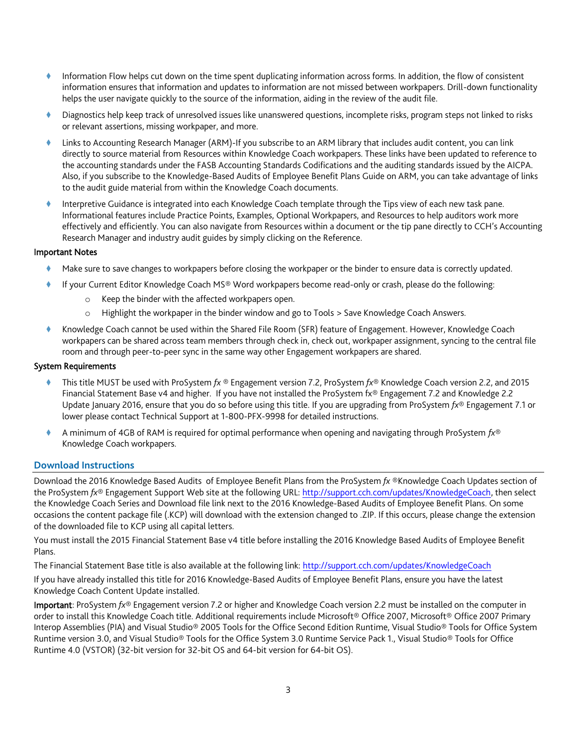- Information Flow helps cut down on the time spent duplicating information across forms. In addition, the flow of consistent information ensures that information and updates to information are not missed between workpapers. Drill-down functionality helps the user navigate quickly to the source of the information, aiding in the review of the audit file.
- Diagnostics help keep track of unresolved issues like unanswered questions, incomplete risks, program steps not linked to risks or relevant assertions, missing workpaper, and more.
- Links to Accounting Research Manager (ARM)-If you subscribe to an ARM library that includes audit content, you can link directly to source material from Resources within Knowledge Coach workpapers. These links have been updated to reference to the accounting standards under the FASB Accounting Standards Codifications and the auditing standards issued by the AICPA. Also, if you subscribe to the Knowledge-Based Audits of Employee Benefit Plans Guide on ARM, you can take advantage of links to the audit guide material from within the Knowledge Coach documents.
- Interpretive Guidance is integrated into each Knowledge Coach template through the Tips view of each new task pane. Informational features include Practice Points, Examples, Optional Workpapers, and Resources to help auditors work more effectively and efficiently. You can also navigate from Resources within a document or the tip pane directly to CCH's Accounting Research Manager and industry audit guides by simply clicking on the Reference.

**Important Notes**

- Make sure to save changes to workpapers before closing the workpaper or the binder to ensure data is correctly updated.
- If your Current Editor Knowledge Coach MS® Word workpapers become read-only or crash, please do the following:
  - Keep the binder with the affected workpapers open.
  - Highlight the workpaper in the binder window and go to Tools > Save Knowledge Coach Answers.
- Knowledge Coach cannot be used within the Shared File Room (SFR) feature of Engagement. However, Knowledge Coach workpapers can be shared across team members through check in, check out, workpaper assignment, syncing to the central file room and through peer-to-peer sync in the same way other Engagement workpapers are shared.

**System Requirements**

- This title MUST be used with ProSystem *fx* ® Engagement version 7.2, ProSystem *fx*® Knowledge Coach version 2.2, and 2015 Financial Statement Base v4 and higher. If you have not installed the ProSystem fx® Engagement 7.2 and Knowledge 2.2 Update January 2016, ensure that you do so before using this title. If you are upgrading from ProSystem *fx*® Engagement 7.1 or lower please contact Technical Support at 1-800-PFX-9998 for detailed instructions.
- A minimum of 4GB of RAM is required for optimal performance when opening and navigating through ProSystem *fx*® Knowledge Coach workpapers.

## Download Instructions

Download the 2016 Knowledge Based Audits of Employee Benefit Plans from the ProSystem *fx* ®Knowledge Coach Updates section of the ProSystem *fx*® Engagement Support Web site at the following URL: http://support.cch.com/updates/KnowledgeCoach, then select the Knowledge Coach Series and Download file link next to the 2016 Knowledge-Based Audits of Employee Benefit Plans. On some occasions the content package file (.KCP) will download with the extension changed to .ZIP. If this occurs, please change the extension of the downloaded file to KCP using all capital letters.

You must install the 2015 Financial Statement Base v4 title before installing the 2016 Knowledge Based Audits of Employee Benefit Plans.

The Financial Statement Base title is also available at the following link: http://support.cch.com/updates/KnowledgeCoach

If you have already installed this title for 2016 Knowledge-Based Audits of Employee Benefit Plans, ensure you have the latest Knowledge Coach Content Update installed.

**Important**: ProSystem *fx*® Engagement version 7.2 or higher and Knowledge Coach version 2.2 must be installed on the computer in order to install this Knowledge Coach title. Additional requirements include Microsoft® Office 2007, Microsoft® Office 2007 Primary Interop Assemblies (PIA) and Visual Studio® 2005 Tools for the Office Second Edition Runtime, Visual Studio® Tools for Office System Runtime version 3.0, and Visual Studio® Tools for the Office System 3.0 Runtime Service Pack 1., Visual Studio® Tools for Office Runtime 4.0 (VSTOR) (32-bit version for 32-bit OS and 64-bit version for 64-bit OS).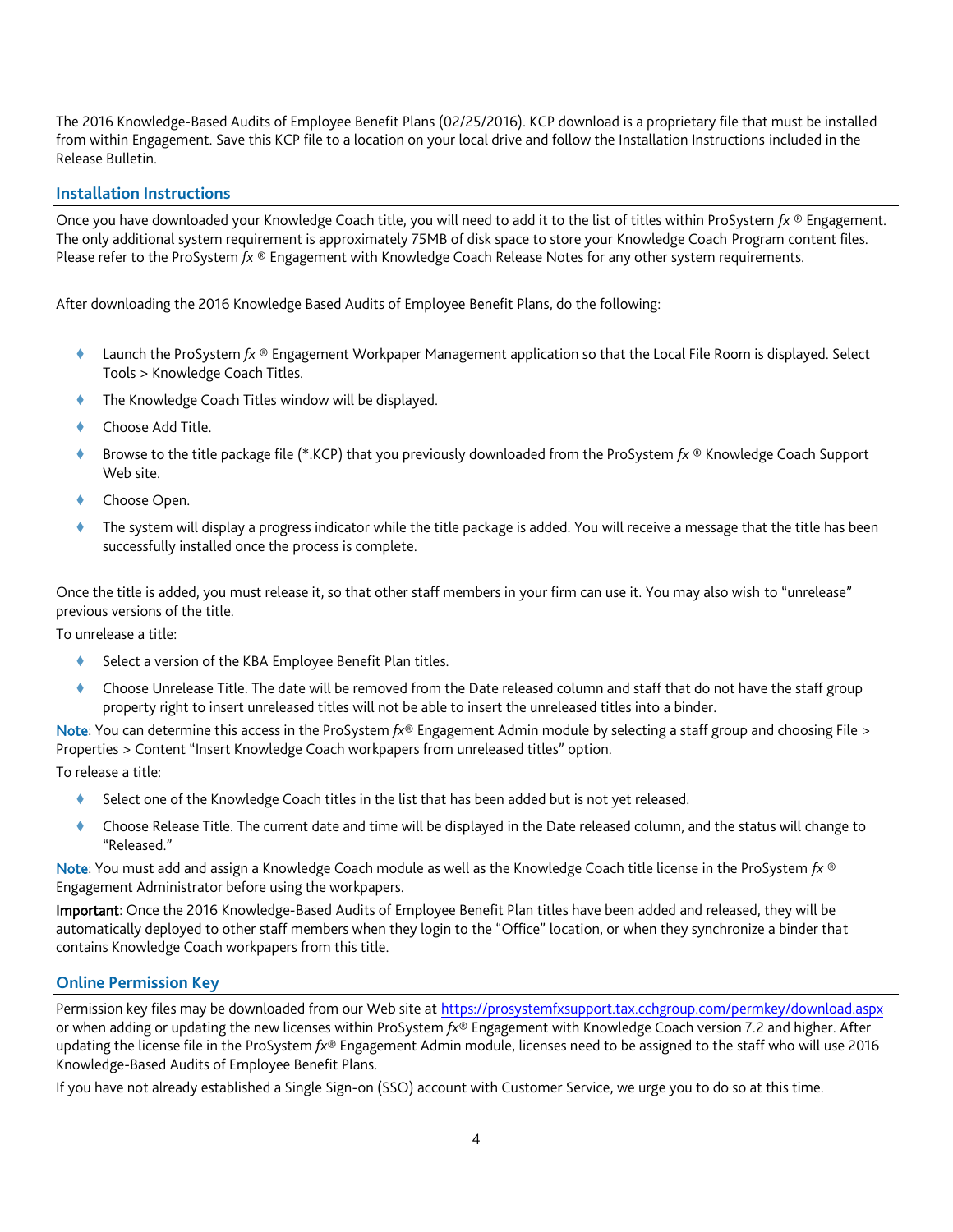The 2016 Knowledge-Based Audits of Employee Benefit Plans (02/25/2016). KCP download is a proprietary file that must be installed from within Engagement. Save this KCP file to a location on your local drive and follow the Installation Instructions included in the Release Bulletin.

## Installation Instructions

Once you have downloaded your Knowledge Coach title, you will need to add it to the list of titles within ProSystem *fx* ® Engagement. The only additional system requirement is approximately 75MB of disk space to store your Knowledge Coach Program content files. Please refer to the ProSystem *fx* ® Engagement with Knowledge Coach Release Notes for any other system requirements.

After downloading the 2016 Knowledge Based Audits of Employee Benefit Plans, do the following:

- Launch the ProSystem *fx* ® Engagement Workpaper Management application so that the Local File Room is displayed. Select Tools > Knowledge Coach Titles.
- The Knowledge Coach Titles window will be displayed.
- Choose Add Title.
- Browse to the title package file (*.KCP) that you previously downloaded from the ProSystem *fx* ® Knowledge Coach Support Web site.
- Choose Open.
- The system will display a progress indicator while the title package is added. You will receive a message that the title has been successfully installed once the process is complete.

Once the title is added, you must release it, so that other staff members in your firm can use it. You may also wish to "unrelease" previous versions of the title.

To unrelease a title:

- Select a version of the KBA Employee Benefit Plan titles.
- Choose Unrelease Title. The date will be removed from the Date released column and staff that do not have the staff group property right to insert unreleased titles will not be able to insert the unreleased titles into a binder.

**Note**: You can determine this access in the ProSystem *fx*® Engagement Admin module by selecting a staff group and choosing File > Properties > Content "Insert Knowledge Coach workpapers from unreleased titles" option.

To release a title:

- Select one of the Knowledge Coach titles in the list that has been added but is not yet released.
- Choose Release Title. The current date and time will be displayed in the Date released column, and the status will change to "Released."

**Note**: You must add and assign a Knowledge Coach module as well as the Knowledge Coach title license in the ProSystem *fx* ® Engagement Administrator before using the workpapers.

**Important**: Once the 2016 Knowledge-Based Audits of Employee Benefit Plan titles have been added and released, they will be automatically deployed to other staff members when they login to the "Office" location, or when they synchronize a binder that contains Knowledge Coach workpapers from this title.

## Online Permission Key

Permission key files may be downloaded from our Web site at https://prosystemfxsupport.tax.cchgroup.com/permkey/download.aspx or when adding or updating the new licenses within ProSystem *fx*® Engagement with Knowledge Coach version 7.2 and higher. After updating the license file in the ProSystem *fx*® Engagement Admin module, licenses need to be assigned to the staff who will use 2016 Knowledge-Based Audits of Employee Benefit Plans.

If you have not already established a Single Sign-on (SSO) account with Customer Service, we urge you to do so at this time.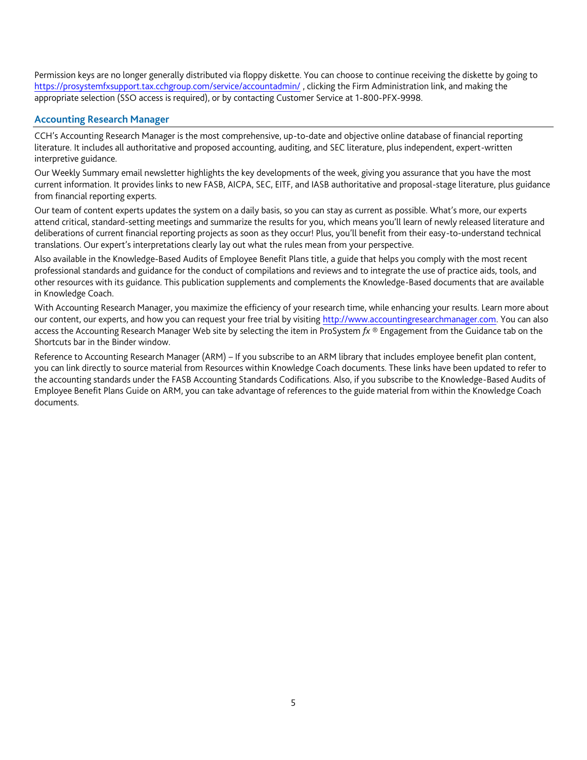Permission keys are no longer generally distributed via floppy diskette. You can choose to continue receiving the diskette by going to https://prosystemfxsupport.tax.cchgroup.com/service/accountadmin/ , clicking the Firm Administration link, and making the appropriate selection (SSO access is required), or by contacting Customer Service at 1-800-PFX-9998.

## Accounting Research Manager

CCH's Accounting Research Manager is the most comprehensive, up-to-date and objective online database of financial reporting literature. It includes all authoritative and proposed accounting, auditing, and SEC literature, plus independent, expert-written interpretive guidance.

Our Weekly Summary email newsletter highlights the key developments of the week, giving you assurance that you have the most current information. It provides links to new FASB, AICPA, SEC, EITF, and IASB authoritative and proposal-stage literature, plus guidance from financial reporting experts.

Our team of content experts updates the system on a daily basis, so you can stay as current as possible. What's more, our experts attend critical, standard-setting meetings and summarize the results for you, which means you'll learn of newly released literature and deliberations of current financial reporting projects as soon as they occur! Plus, you'll benefit from their easy-to-understand technical translations. Our expert's interpretations clearly lay out what the rules mean from your perspective.

Also available in the Knowledge-Based Audits of Employee Benefit Plans title, a guide that helps you comply with the most recent professional standards and guidance for the conduct of compilations and reviews and to integrate the use of practice aids, tools, and other resources with its guidance. This publication supplements and complements the Knowledge-Based documents that are available in Knowledge Coach.

With Accounting Research Manager, you maximize the efficiency of your research time, while enhancing your results. Learn more about our content, our experts, and how you can request your free trial by visiting http://www.accountingresearchmanager.com. You can also access the Accounting Research Manager Web site by selecting the item in ProSystem *fx* ® Engagement from the Guidance tab on the Shortcuts bar in the Binder window.

Reference to Accounting Research Manager (ARM) – If you subscribe to an ARM library that includes employee benefit plan content, you can link directly to source material from Resources within Knowledge Coach documents. These links have been updated to refer to the accounting standards under the FASB Accounting Standards Codifications. Also, if you subscribe to the Knowledge-Based Audits of Employee Benefit Plans Guide on ARM, you can take advantage of references to the guide material from within the Knowledge Coach documents.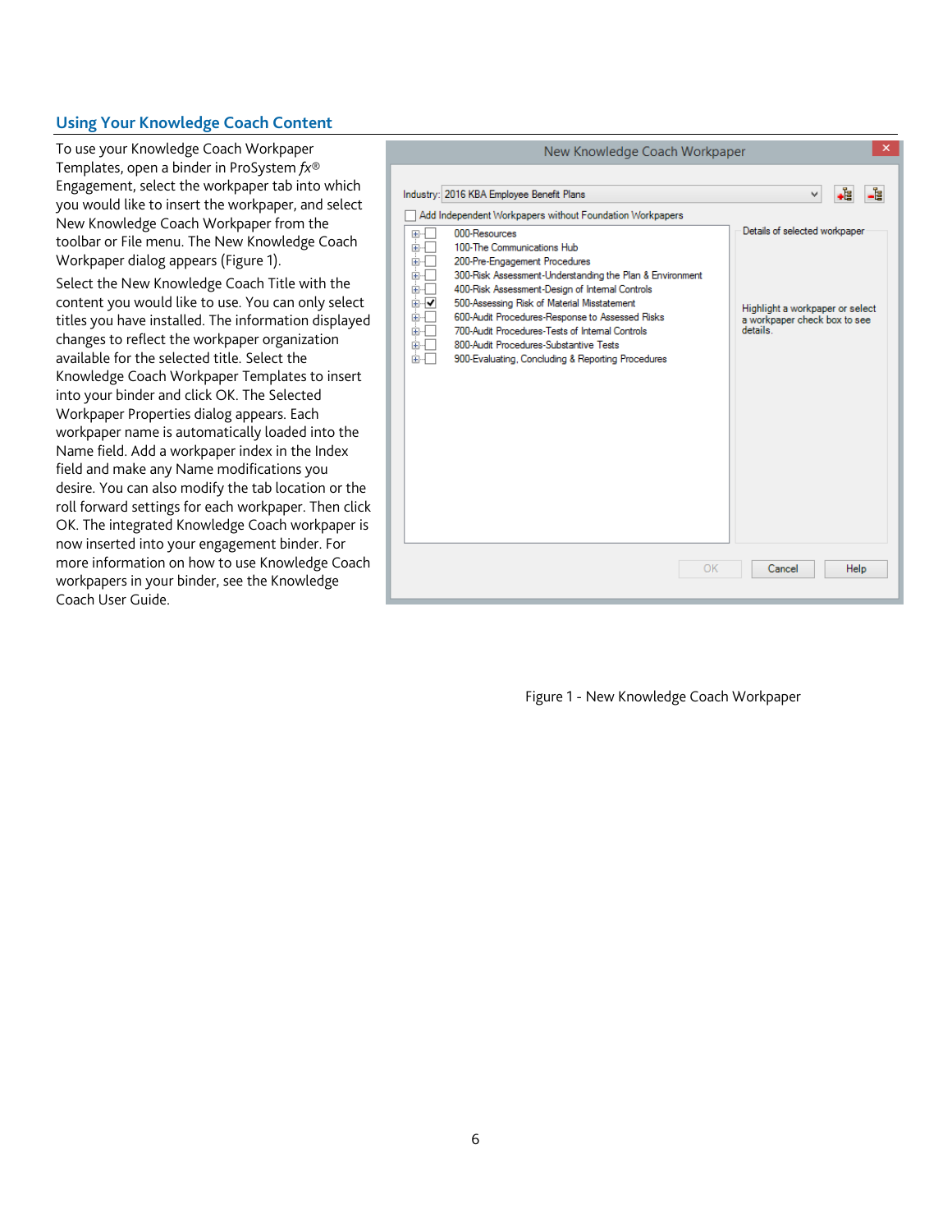## Using Your Knowledge Coach Content

To use your Knowledge Coach Workpaper Templates, open a binder in ProSystem *fx*® Engagement, select the workpaper tab into which you would like to insert the workpaper, and select New Knowledge Coach Workpaper from the toolbar or File menu. The New Knowledge Coach Workpaper dialog appears (Figure 1).

Select the New Knowledge Coach Title with the content you would like to use. You can only select titles you have installed. The information displayed changes to reflect the workpaper organization available for the selected title. Select the Knowledge Coach Workpaper Templates to insert into your binder and click OK. The Selected Workpaper Properties dialog appears. Each workpaper name is automatically loaded into the Name field. Add a workpaper index in the Index field and make any Name modifications you desire. You can also modify the tab location or the roll forward settings for each workpaper. Then click OK. The integrated Knowledge Coach workpaper is now inserted into your engagement binder. For more information on how to use Knowledge Coach workpapers in your binder, see the Knowledge Coach User Guide.

Figure 1 - New Knowledge Coach Workpaper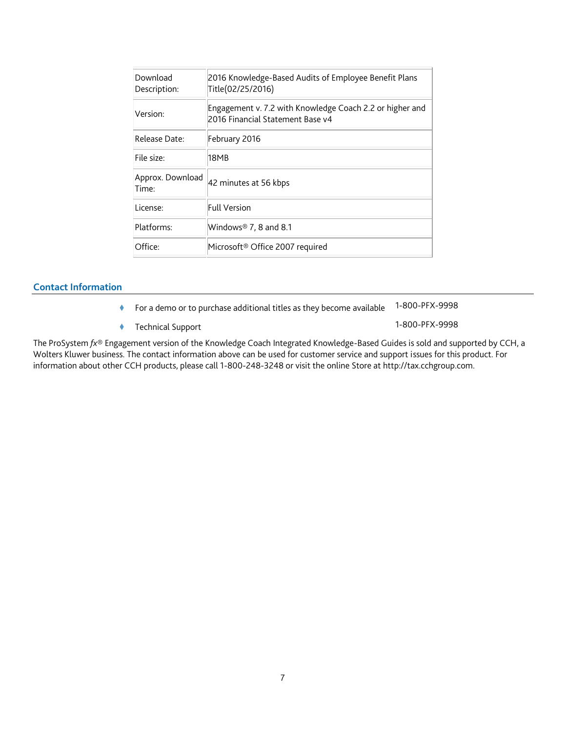| | |
|---|---|
| Download Description: | 2016 Knowledge-Based Audits of Employee Benefit Plans Title(02/25/2016) |
| Version: | Engagement v. 7.2 with Knowledge Coach 2.2 or higher and 2016 Financial Statement Base v4 |
| Release Date: | February 2016 |
| File size: | 18MB |
| Approx. Download Time: | 42 minutes at 56 kbps |
| License: | Full Version |
| Platforms: | Windows® 7, 8 and 8.1 |
| Office: | Microsoft® Office 2007 required |

## Contact Information

- For a demo or to purchase additional titles as they become available 1-800-PFX-9998
- Technical Support 1-800-PFX-9998

The ProSystem *fx*® Engagement version of the Knowledge Coach Integrated Knowledge-Based Guides is sold and supported by CCH, a Wolters Kluwer business. The contact information above can be used for customer service and support issues for this product. For information about other CCH products, please call 1-800-248-3248 or visit the online Store at http://tax.cchgroup.com.